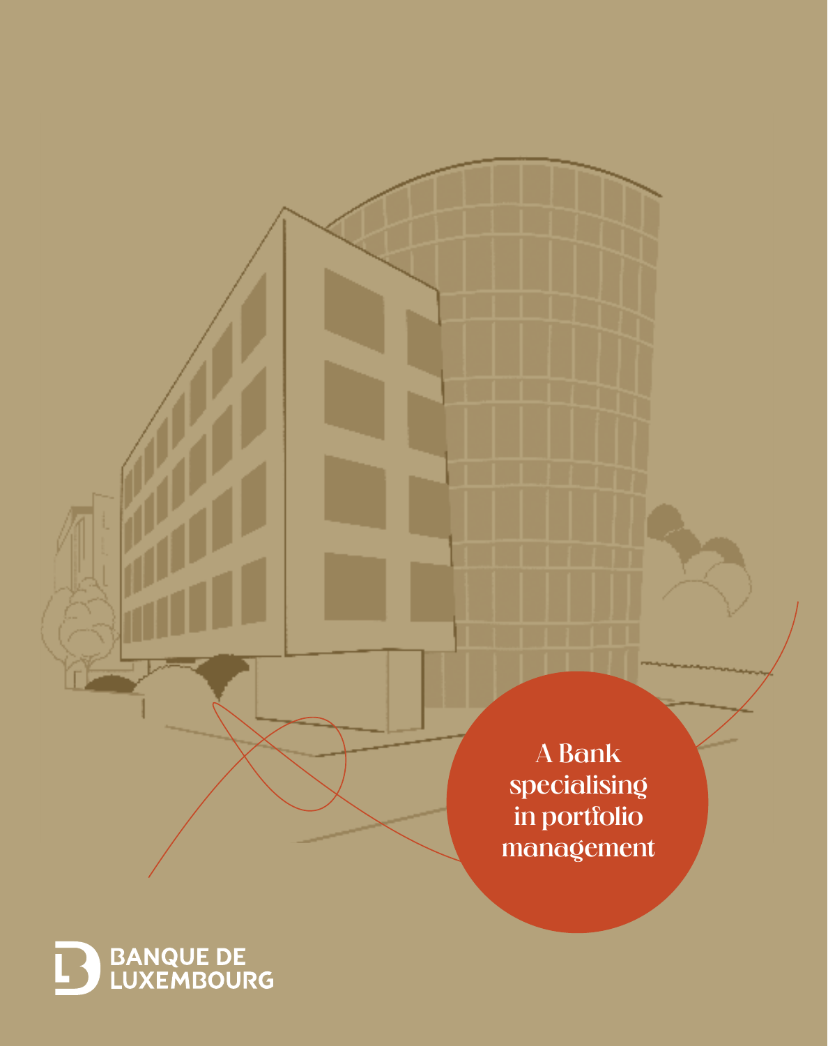A Bank specialising in portfolio management

BANQUE DE LUXEMBOURG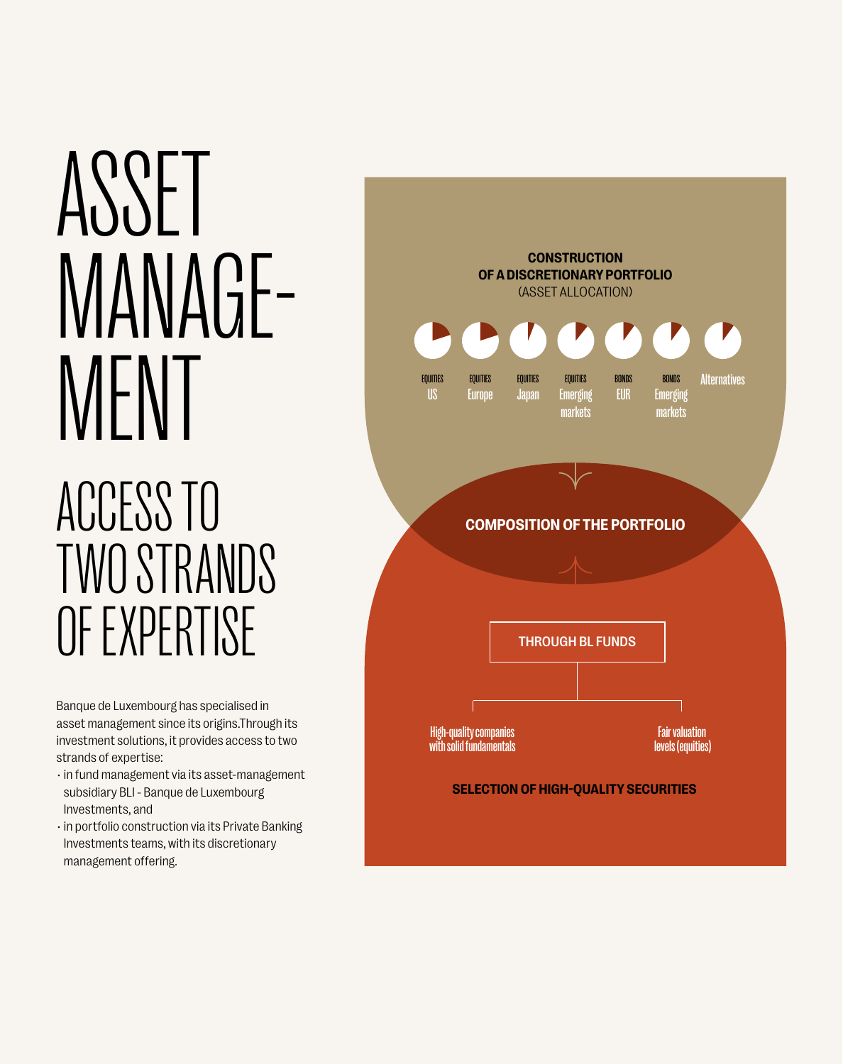# ASSET MANAGE-MENT

## ACCESS TO TWO STRANDS OF EXPERTISE

Banque de Luxembourg has specialised in asset management since its origins.Through its investment solutions, it provides access to two strands of expertise:

- in fund management via its asset-management subsidiary BLI - Banque de Luxembourg Investments, and
- in portfolio construction via its Private Banking Investments teams, with its discretionary management offering.

**CONSTRUCTION OF A DISCRETIONARY PORTFOLIO**
(ASSET ALLOCATION)

EQUITIES US

EQUITIES Europe

EQUITIES Japan

EQUITIES Emerging markets

BONDS EUR

BONDS Emerging markets

Alternatives

**COMPOSITION OF THE PORTFOLIO**

THROUGH BL FUNDS

High-quality companies with solid fundamentals

Fair valuation levels (equities)

**SELECTION OF HIGH-QUALITY SECURITIES**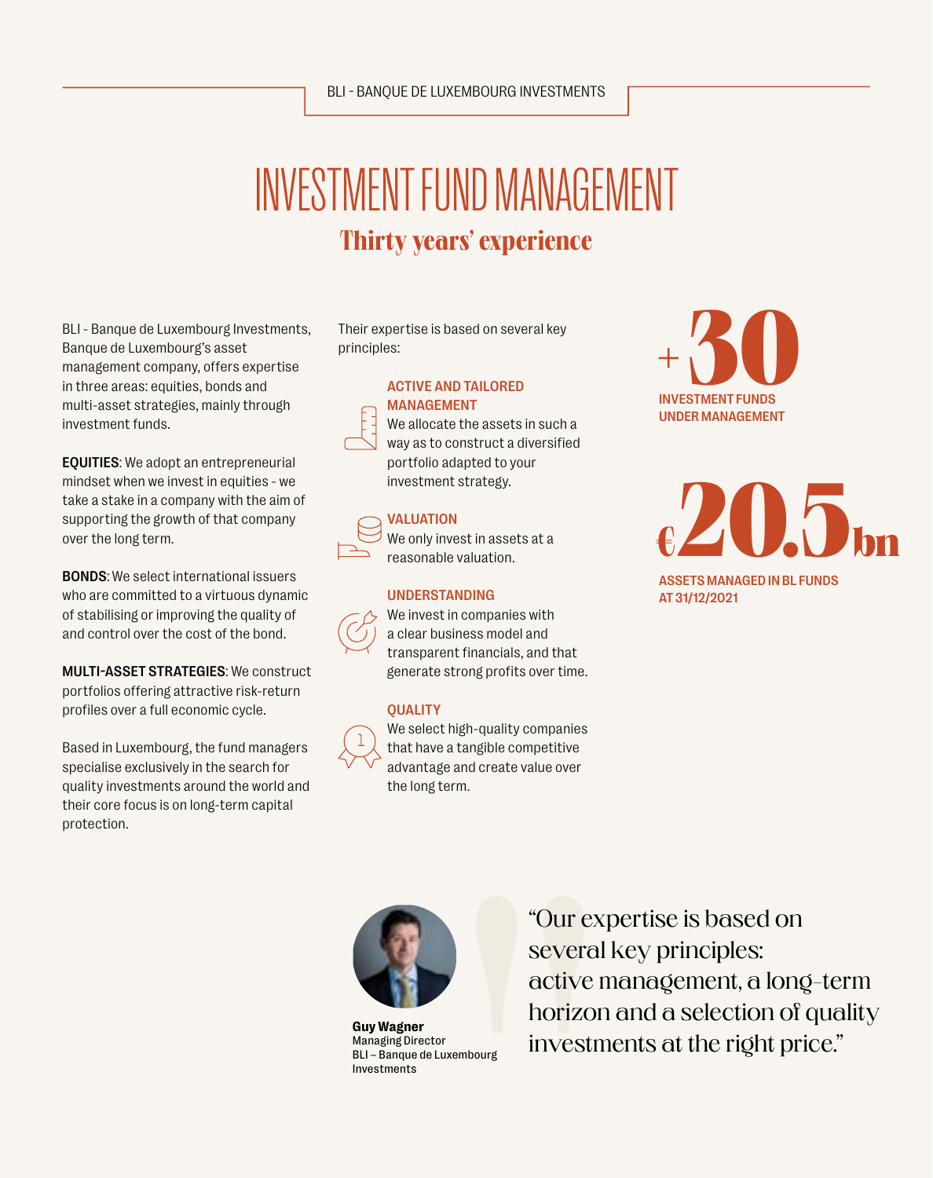BLI - BANQUE DE LUXEMBOURG INVESTMENTS

# INVESTMENT FUND MANAGEMENT

## Thirty years' experience

BLI - Banque de Luxembourg Investments, Banque de Luxembourg's asset management company, offers expertise in three areas: equities, bonds and multi-asset strategies, mainly through investment funds.

**EQUITIES**: We adopt an entrepreneurial mindset when we invest in equities - we take a stake in a company with the aim of supporting the growth of that company over the long term.

**BONDS**: We select international issuers who are committed to a virtuous dynamic of stabilising or improving the quality of and control over the cost of the bond.

**MULTI-ASSET STRATEGIES**: We construct portfolios offering attractive risk-return profiles over a full economic cycle.

Based in Luxembourg, the fund managers specialise exclusively in the search for quality investments around the world and their core focus is on long-term capital protection.

Their expertise is based on several key principles:

**ACTIVE AND TAILORED MANAGEMENT**
We allocate the assets in such a way as to construct a diversified portfolio adapted to your investment strategy.

**VALUATION**
We only invest in assets at a reasonable valuation.

**UNDERSTANDING**
We invest in companies with a clear business model and transparent financials, and that generate strong profits over time.

**QUALITY**
We select high-quality companies that have a tangible competitive advantage and create value over the long term.

**+30**
INVESTMENT FUNDS UNDER MANAGEMENT

**€20.5bn**
ASSETS MANAGED IN BL FUNDS AT 31/12/2021

> "Our expertise is based on several key principles: active management, a long-term horizon and a selection of quality investments at the right price."

**Guy Wagner**
Managing Director
BLI – Banque de Luxembourg Investments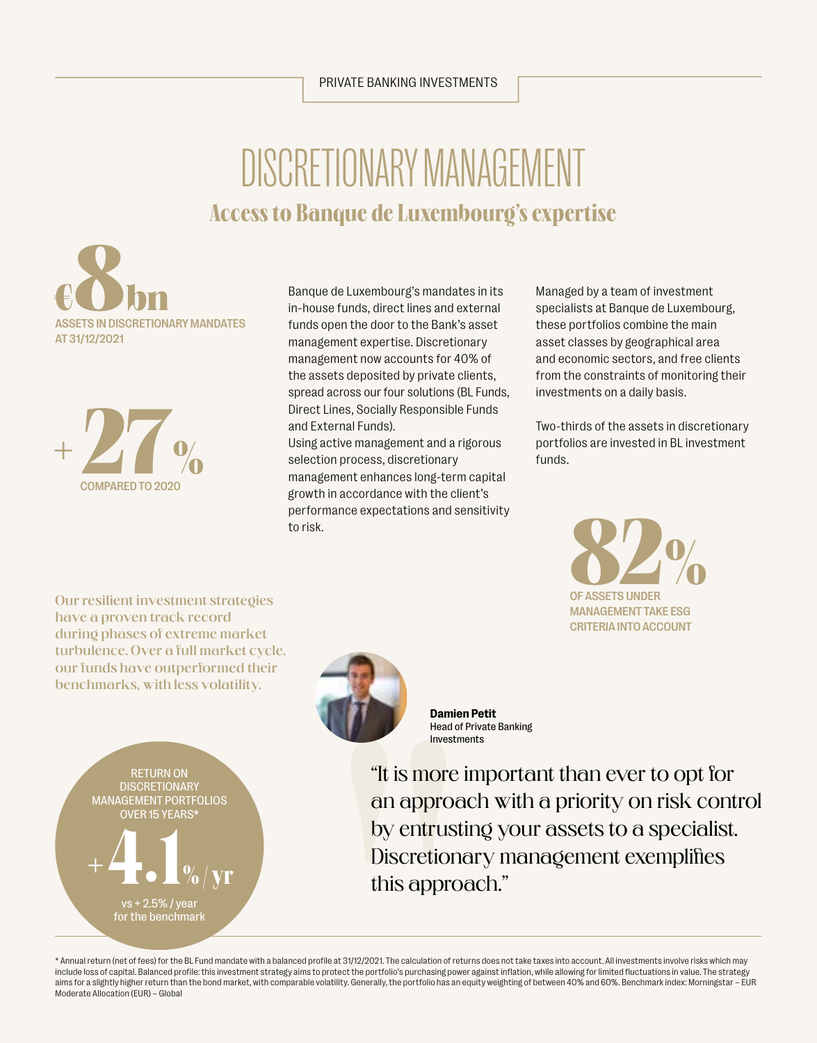PRIVATE BANKING INVESTMENTS

# DISCRETIONARY MANAGEMENT

## Access to Banque de Luxembourg's expertise

**€8bn**
ASSETS IN DISCRETIONARY MANDATES AT 31/12/2021

**+27%**
COMPARED TO 2020

Banque de Luxembourg's mandates in its in-house funds, direct lines and external funds open the door to the Bank's asset management expertise. Discretionary management now accounts for 40% of the assets deposited by private clients, spread across our four solutions (BL Funds, Direct Lines, Socially Responsible Funds and External Funds).
Using active management and a rigorous selection process, discretionary management enhances long-term capital growth in accordance with the client's performance expectations and sensitivity to risk.

Managed by a team of investment specialists at Banque de Luxembourg, these portfolios combine the main asset classes by geographical area and economic sectors, and free clients from the constraints of monitoring their investments on a daily basis.

Two-thirds of the assets in discretionary portfolios are invested in BL investment funds.

**82%**
OF ASSETS UNDER MANAGEMENT TAKE ESG CRITERIA INTO ACCOUNT

Our resilient investment strategies have a proven track record during phases of extreme market turbulence. Over a full market cycle, our funds have outperformed their benchmarks, with less volatility.

**Damien Petit**
Head of Private Banking Investments

"It is more important than ever to opt for an approach with a priority on risk control by entrusting your assets to a specialist. Discretionary management exemplifies this approach."

RETURN ON DISCRETIONARY MANAGEMENT PORTFOLIOS OVER 15 YEARS*
**+4.1% / yr**
vs + 2.5% / year for the benchmark

\* Annual return (net of fees) for the BL Fund mandate with a balanced profile at 31/12/2021. The calculation of returns does not take taxes into account. All investments involve risks which may include loss of capital. Balanced profile: this investment strategy aims to protect the portfolio's purchasing power against inflation, while allowing for limited fluctuations in value. The strategy aims for a slightly higher return than the bond market, with comparable volatility. Generally, the portfolio has an equity weighting of between 40% and 60%. Benchmark index: Morningstar – EUR Moderate Allocation (EUR) – Global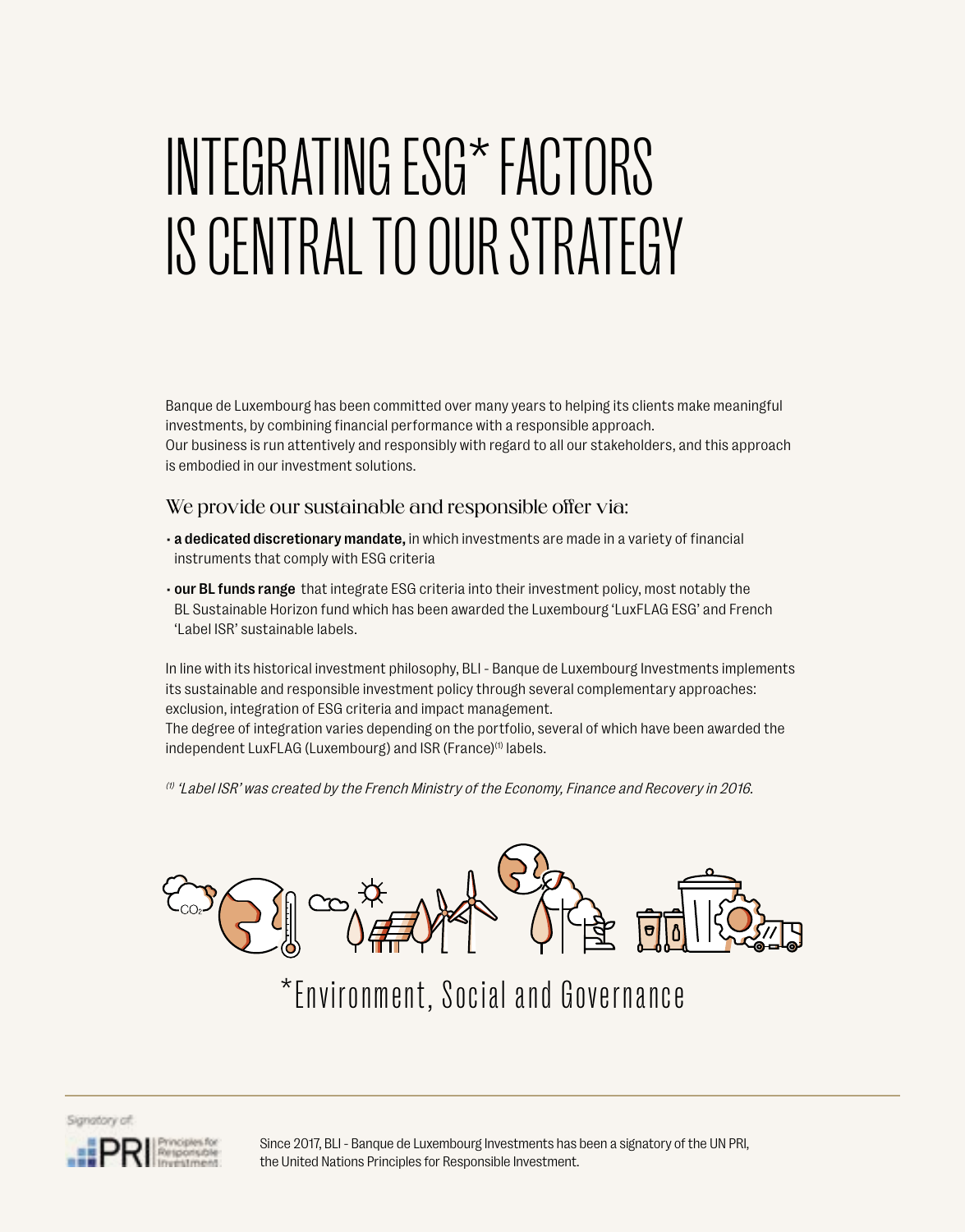# INTEGRATING ESG* FACTORS IS CENTRAL TO OUR STRATEGY

Banque de Luxembourg has been committed over many years to helping its clients make meaningful investments, by combining financial performance with a responsible approach.
Our business is run attentively and responsibly with regard to all our stakeholders, and this approach is embodied in our investment solutions.

## We provide our sustainable and responsible offer via:

- **a dedicated discretionary mandate,** in which investments are made in a variety of financial instruments that comply with ESG criteria
- **our BL funds range** that integrate ESG criteria into their investment policy, most notably the BL Sustainable Horizon fund which has been awarded the Luxembourg 'LuxFLAG ESG' and French 'Label ISR' sustainable labels.

In line with its historical investment philosophy, BLI - Banque de Luxembourg Investments implements its sustainable and responsible investment policy through several complementary approaches: exclusion, integration of ESG criteria and impact management.
The degree of integration varies depending on the portfolio, several of which have been awarded the independent LuxFLAG (Luxembourg) and ISR (France)[1] labels.

*[1] 'Label ISR' was created by the French Ministry of the Economy, Finance and Recovery in 2016.*

*Environment, Social and Governance

Signatory of: PRI Principles for Responsible Investment

Since 2017, BLI - Banque de Luxembourg Investments has been a signatory of the UN PRI, the United Nations Principles for Responsible Investment.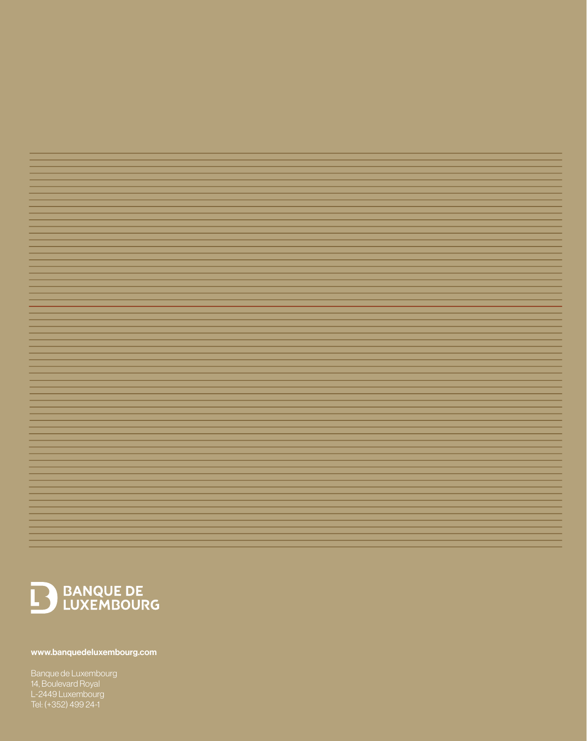BANQUE DE LUXEMBOURG

**www.banquedeluxembourg.com**

Banque de Luxembourg
14, Boulevard Royal
L-2449 Luxembourg
Tel: (+352) 499 24-1